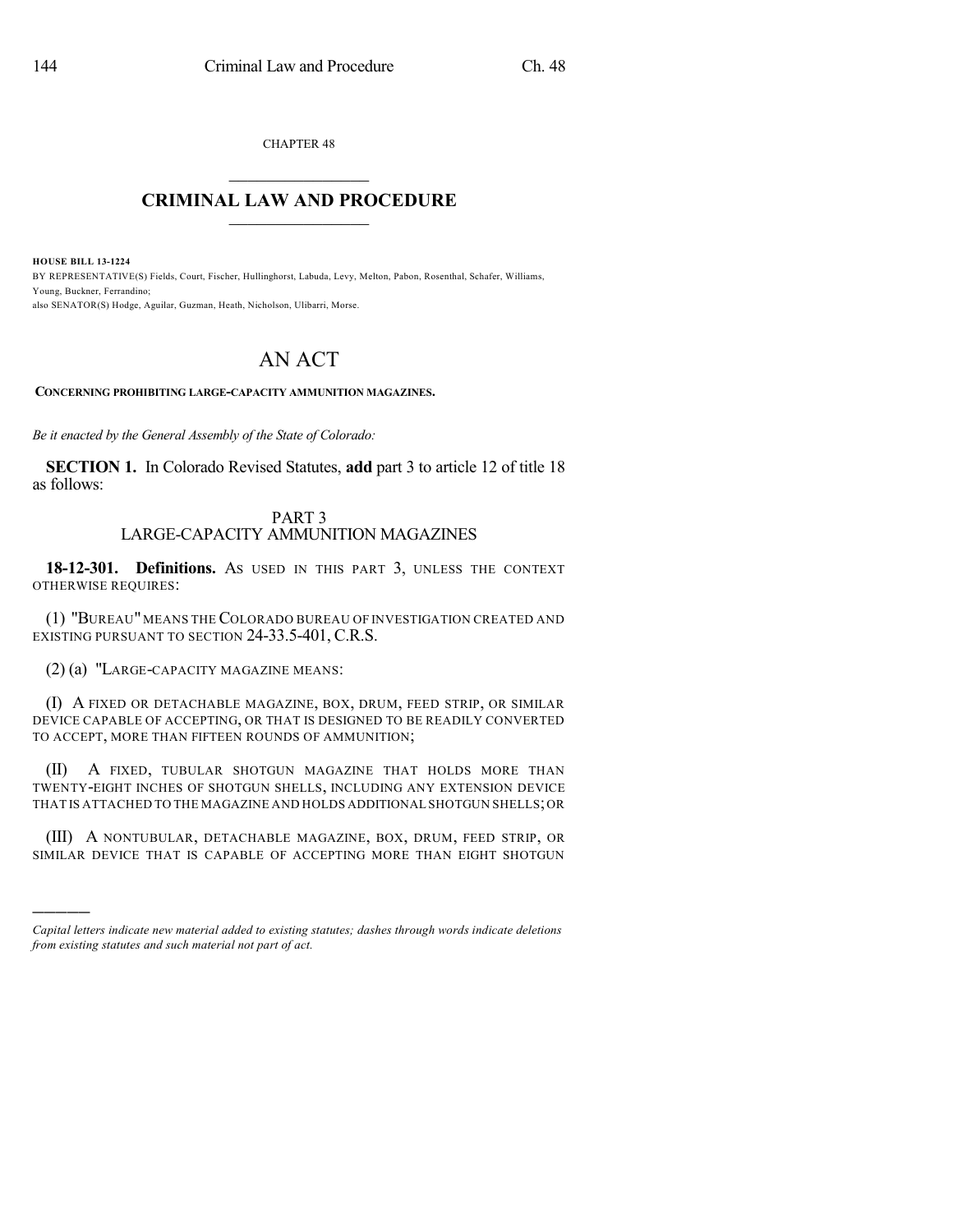CHAPTER 48

# CRIMINAL LAW AND PROCEDURE

**HOUSE BILL 13-1224**

BY REPRESENTATIVE(S) Fields, Court, Fischer, Hullinghorst, Labuda, Levy, Melton, Pabon, Rosenthal, Schafer, Williams, Young, Buckner, Ferrandino;
also SENATOR(S) Hodge, Aguilar, Guzman, Heath, Nicholson, Ulibarri, Morse.

# AN ACT

**CONCERNING PROHIBITING LARGE-CAPACITY AMMUNITION MAGAZINES.**

*Be it enacted by the General Assembly of the State of Colorado:*

**SECTION 1.** In Colorado Revised Statutes, **add** part 3 to article 12 of title 18 as follows:

## PART 3
## LARGE-CAPACITY AMMUNITION MAGAZINES

**18-12-301. Definitions.** AS USED IN THIS PART 3, UNLESS THE CONTEXT OTHERWISE REQUIRES:

(1) "BUREAU" MEANS THE COLORADO BUREAU OF INVESTIGATION CREATED AND EXISTING PURSUANT TO SECTION 24-33.5-401, C.R.S.

(2) (a) "LARGE-CAPACITY MAGAZINE MEANS:

(I) A FIXED OR DETACHABLE MAGAZINE, BOX, DRUM, FEED STRIP, OR SIMILAR DEVICE CAPABLE OF ACCEPTING, OR THAT IS DESIGNED TO BE READILY CONVERTED TO ACCEPT, MORE THAN FIFTEEN ROUNDS OF AMMUNITION;

(II) A FIXED, TUBULAR SHOTGUN MAGAZINE THAT HOLDS MORE THAN TWENTY-EIGHT INCHES OF SHOTGUN SHELLS, INCLUDING ANY EXTENSION DEVICE THAT IS ATTACHED TO THE MAGAZINE AND HOLDS ADDITIONAL SHOTGUN SHELLS; OR

(III) A NONTUBULAR, DETACHABLE MAGAZINE, BOX, DRUM, FEED STRIP, OR SIMILAR DEVICE THAT IS CAPABLE OF ACCEPTING MORE THAN EIGHT SHOTGUN

*Capital letters indicate new material added to existing statutes; dashes through words indicate deletions from existing statutes and such material not part of act.*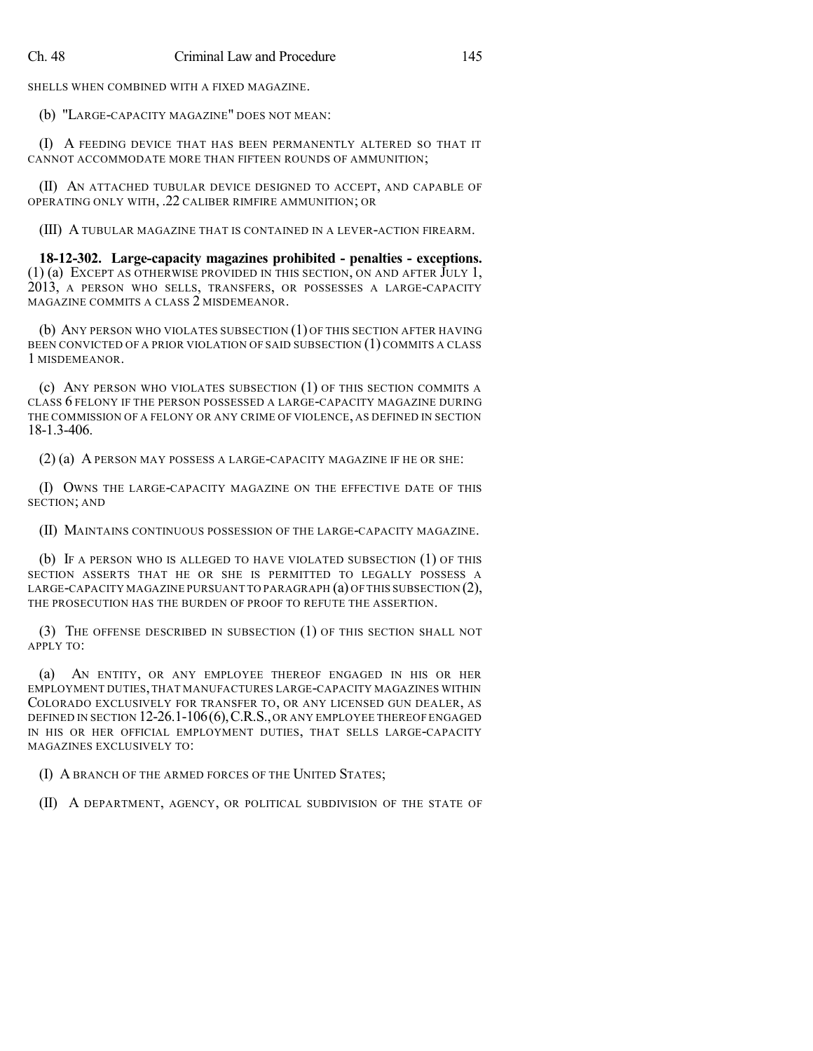SHELLS WHEN COMBINED WITH A FIXED MAGAZINE.

(b) "LARGE-CAPACITY MAGAZINE" DOES NOT MEAN:

(I) A FEEDING DEVICE THAT HAS BEEN PERMANENTLY ALTERED SO THAT IT CANNOT ACCOMMODATE MORE THAN FIFTEEN ROUNDS OF AMMUNITION;

(II) AN ATTACHED TUBULAR DEVICE DESIGNED TO ACCEPT, AND CAPABLE OF OPERATING ONLY WITH, .22 CALIBER RIMFIRE AMMUNITION; OR

(III) A TUBULAR MAGAZINE THAT IS CONTAINED IN A LEVER-ACTION FIREARM.

**18-12-302. Large-capacity magazines prohibited - penalties - exceptions.** (1) (a) EXCEPT AS OTHERWISE PROVIDED IN THIS SECTION, ON AND AFTER JULY 1, 2013, A PERSON WHO SELLS, TRANSFERS, OR POSSESSES A LARGE-CAPACITY MAGAZINE COMMITS A CLASS 2 MISDEMEANOR.

(b) ANY PERSON WHO VIOLATES SUBSECTION (1) OF THIS SECTION AFTER HAVING BEEN CONVICTED OF A PRIOR VIOLATION OF SAID SUBSECTION (1) COMMITS A CLASS 1 MISDEMEANOR.

(c) ANY PERSON WHO VIOLATES SUBSECTION (1) OF THIS SECTION COMMITS A CLASS 6 FELONY IF THE PERSON POSSESSED A LARGE-CAPACITY MAGAZINE DURING THE COMMISSION OF A FELONY OR ANY CRIME OF VIOLENCE, AS DEFINED IN SECTION 18-1.3-406.

(2) (a) A PERSON MAY POSSESS A LARGE-CAPACITY MAGAZINE IF HE OR SHE:

(I) OWNS THE LARGE-CAPACITY MAGAZINE ON THE EFFECTIVE DATE OF THIS SECTION; AND

(II) MAINTAINS CONTINUOUS POSSESSION OF THE LARGE-CAPACITY MAGAZINE.

(b) IF A PERSON WHO IS ALLEGED TO HAVE VIOLATED SUBSECTION (1) OF THIS SECTION ASSERTS THAT HE OR SHE IS PERMITTED TO LEGALLY POSSESS A LARGE-CAPACITY MAGAZINE PURSUANT TO PARAGRAPH (a) OF THIS SUBSECTION (2), THE PROSECUTION HAS THE BURDEN OF PROOF TO REFUTE THE ASSERTION.

(3) THE OFFENSE DESCRIBED IN SUBSECTION (1) OF THIS SECTION SHALL NOT APPLY TO:

(a) AN ENTITY, OR ANY EMPLOYEE THEREOF ENGAGED IN HIS OR HER EMPLOYMENT DUTIES, THAT MANUFACTURES LARGE-CAPACITY MAGAZINES WITHIN COLORADO EXCLUSIVELY FOR TRANSFER TO, OR ANY LICENSED GUN DEALER, AS DEFINED IN SECTION 12-26.1-106 (6), C.R.S., OR ANY EMPLOYEE THEREOF ENGAGED IN HIS OR HER OFFICIAL EMPLOYMENT DUTIES, THAT SELLS LARGE-CAPACITY MAGAZINES EXCLUSIVELY TO:

(I) A BRANCH OF THE ARMED FORCES OF THE UNITED STATES;

(II) A DEPARTMENT, AGENCY, OR POLITICAL SUBDIVISION OF THE STATE OF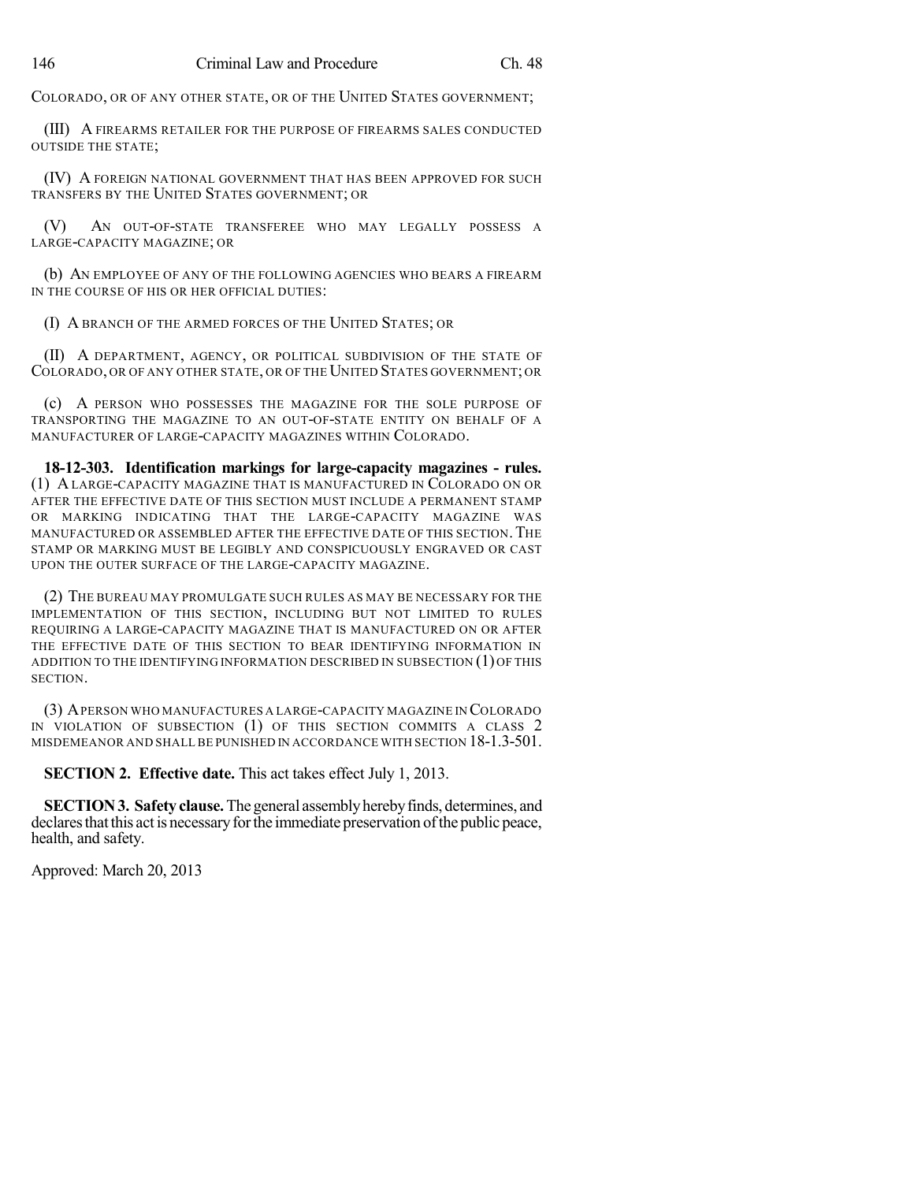COLORADO, OR OF ANY OTHER STATE, OR OF THE UNITED STATES GOVERNMENT;

(III) A FIREARMS RETAILER FOR THE PURPOSE OF FIREARMS SALES CONDUCTED OUTSIDE THE STATE;

(IV) A FOREIGN NATIONAL GOVERNMENT THAT HAS BEEN APPROVED FOR SUCH TRANSFERS BY THE UNITED STATES GOVERNMENT; OR

(V) AN OUT-OF-STATE TRANSFEREE WHO MAY LEGALLY POSSESS A LARGE-CAPACITY MAGAZINE; OR

(b) AN EMPLOYEE OF ANY OF THE FOLLOWING AGENCIES WHO BEARS A FIREARM IN THE COURSE OF HIS OR HER OFFICIAL DUTIES:

(I) A BRANCH OF THE ARMED FORCES OF THE UNITED STATES; OR

(II) A DEPARTMENT, AGENCY, OR POLITICAL SUBDIVISION OF THE STATE OF COLORADO, OR OF ANY OTHER STATE, OR OF THE UNITED STATES GOVERNMENT; OR

(c) A PERSON WHO POSSESSES THE MAGAZINE FOR THE SOLE PURPOSE OF TRANSPORTING THE MAGAZINE TO AN OUT-OF-STATE ENTITY ON BEHALF OF A MANUFACTURER OF LARGE-CAPACITY MAGAZINES WITHIN COLORADO.

**18-12-303. Identification markings for large-capacity magazines - rules.** (1) A LARGE-CAPACITY MAGAZINE THAT IS MANUFACTURED IN COLORADO ON OR AFTER THE EFFECTIVE DATE OF THIS SECTION MUST INCLUDE A PERMANENT STAMP OR MARKING INDICATING THAT THE LARGE-CAPACITY MAGAZINE WAS MANUFACTURED OR ASSEMBLED AFTER THE EFFECTIVE DATE OF THIS SECTION. THE STAMP OR MARKING MUST BE LEGIBLY AND CONSPICUOUSLY ENGRAVED OR CAST UPON THE OUTER SURFACE OF THE LARGE-CAPACITY MAGAZINE.

(2) THE BUREAU MAY PROMULGATE SUCH RULES AS MAY BE NECESSARY FOR THE IMPLEMENTATION OF THIS SECTION, INCLUDING BUT NOT LIMITED TO RULES REQUIRING A LARGE-CAPACITY MAGAZINE THAT IS MANUFACTURED ON OR AFTER THE EFFECTIVE DATE OF THIS SECTION TO BEAR IDENTIFYING INFORMATION IN ADDITION TO THE IDENTIFYING INFORMATION DESCRIBED IN SUBSECTION (1) OF THIS SECTION.

(3) A PERSON WHO MANUFACTURES A LARGE-CAPACITY MAGAZINE IN COLORADO IN VIOLATION OF SUBSECTION (1) OF THIS SECTION COMMITS A CLASS 2 MISDEMEANOR AND SHALL BE PUNISHED IN ACCORDANCE WITH SECTION 18-1.3-501.

**SECTION 2. Effective date.** This act takes effect July 1, 2013.

**SECTION 3. Safety clause.** The general assembly hereby finds, determines, and declares that this act is necessary for the immediate preservation of the public peace, health, and safety.

Approved: March 20, 2013